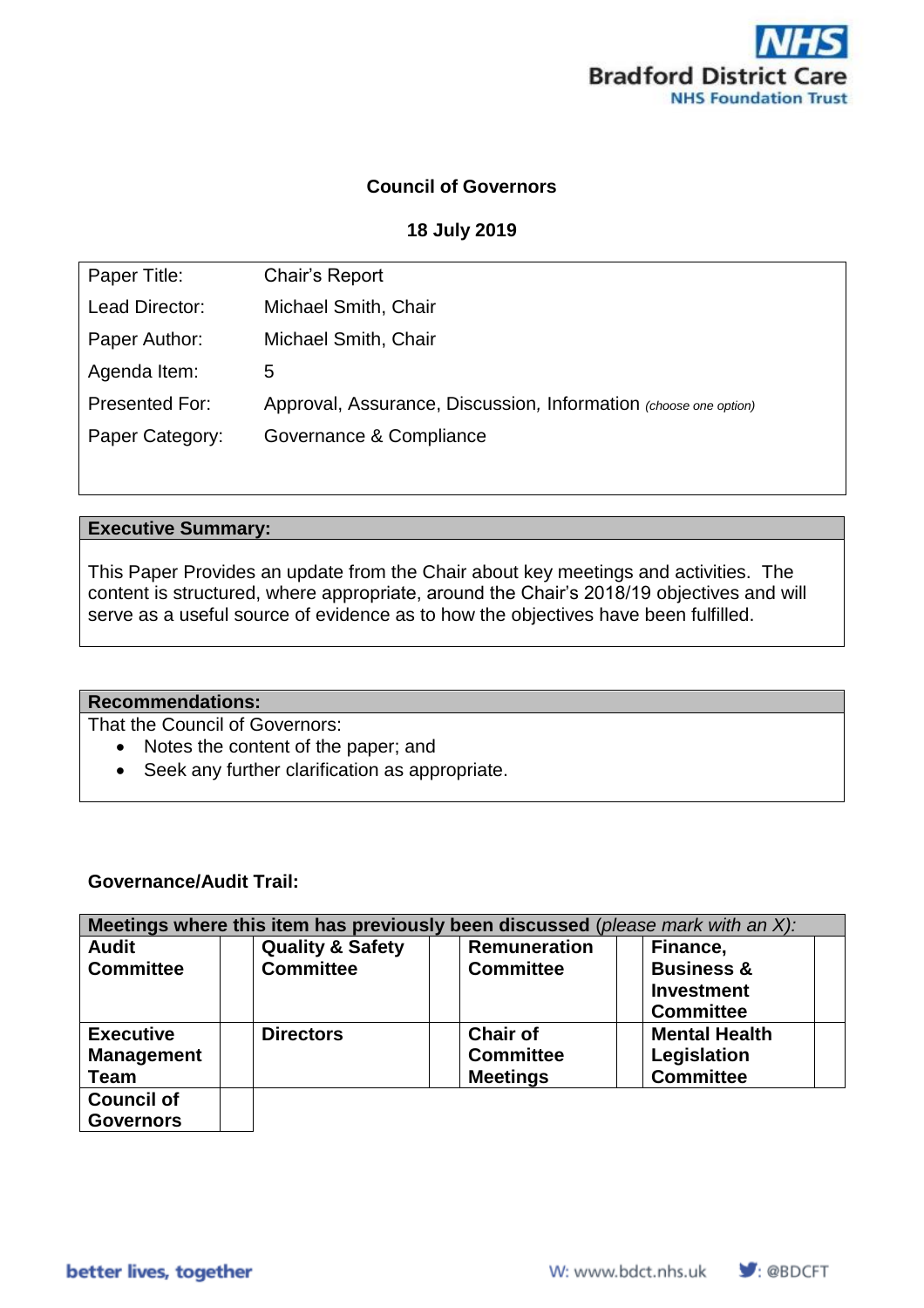**Council of Governors**

**18 July 2019**

| | |
|---|---|
| Paper Title: | Chair's Report |
| Lead Director: | Michael Smith, Chair |
| Paper Author: | Michael Smith, Chair |
| Agenda Item: | 5 |
| Presented For: | Approval, Assurance, Discussion, Information *(choose one option)* |
| Paper Category: | Governance & Compliance |

**Executive Summary:**

This Paper Provides an update from the Chair about key meetings and activities. The content is structured, where appropriate, around the Chair's 2018/19 objectives and will serve as a useful source of evidence as to how the objectives have been fulfilled.

**Recommendations:**

That the Council of Governors:

- Notes the content of the paper; and
- Seek any further clarification as appropriate.

**Governance/Audit Trail:**

| **Meetings where this item has previously been discussed** (*please mark with an X):* | | | | | | | |
|---|---|---|---|---|---|---|---|
| **Audit Committee** | | **Quality & Safety Committee** | | **Remuneration Committee** | | **Finance, Business & Investment Committee** | |
| **Executive Management Team** | | **Directors** | | **Chair of Committee Meetings** | | **Mental Health Legislation Committee** | |
| **Council of Governors** | | | | | | | |

better lives, together

W: www.bdct.nhs.uk @BDCFT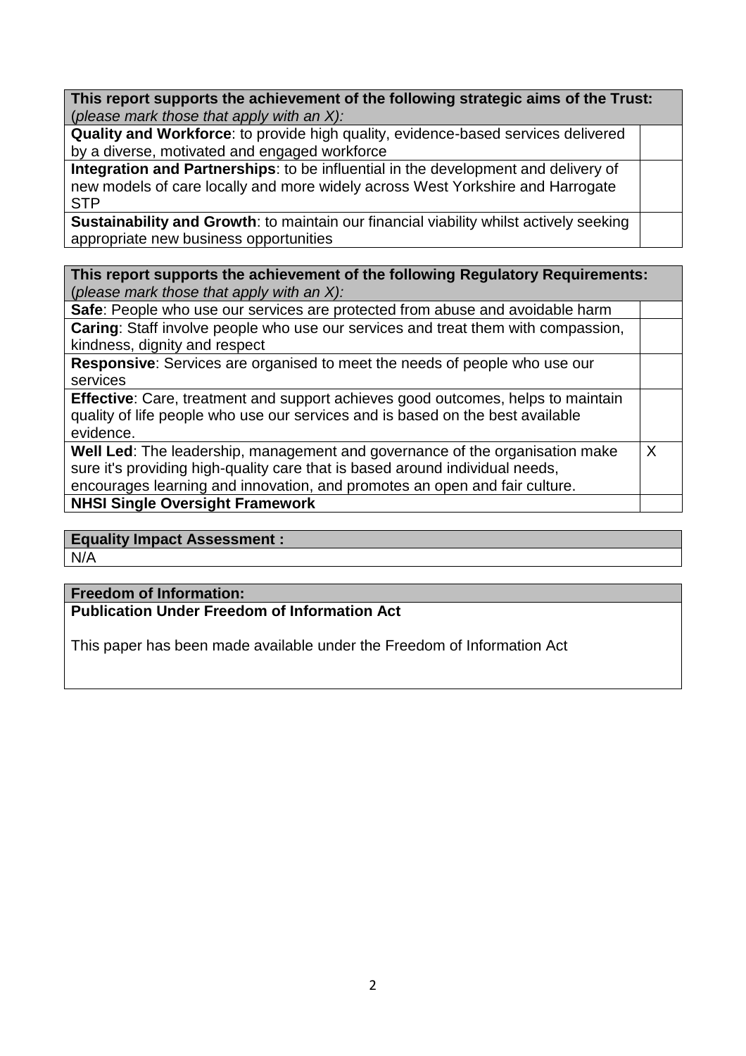| **This report supports the achievement of the following strategic aims of the Trust:** (*please mark those that apply with an X):* | |
|---|---|
| **Quality and Workforce**: to provide high quality, evidence-based services delivered by a diverse, motivated and engaged workforce | |
| **Integration and Partnerships**: to be influential in the development and delivery of new models of care locally and more widely across West Yorkshire and Harrogate STP | |
| **Sustainability and Growth**: to maintain our financial viability whilst actively seeking appropriate new business opportunities | |

| **This report supports the achievement of the following Regulatory Requirements:** (*please mark those that apply with an X):* | |
|---|---|
| **Safe**: People who use our services are protected from abuse and avoidable harm | |
| **Caring**: Staff involve people who use our services and treat them with compassion, kindness, dignity and respect | |
| **Responsive**: Services are organised to meet the needs of people who use our services | |
| **Effective**: Care, treatment and support achieves good outcomes, helps to maintain quality of life people who use our services and is based on the best available evidence. | |
| **Well Led**: The leadership, management and governance of the organisation make sure it's providing high-quality care that is based around individual needs, encourages learning and innovation, and promotes an open and fair culture. | X |
| **NHSI Single Oversight Framework** | |

| **Equality Impact Assessment :** |
|---|
| N/A |

| **Freedom of Information:** |
|---|
| **Publication Under Freedom of Information Act**<br><br>This paper has been made available under the Freedom of Information Act |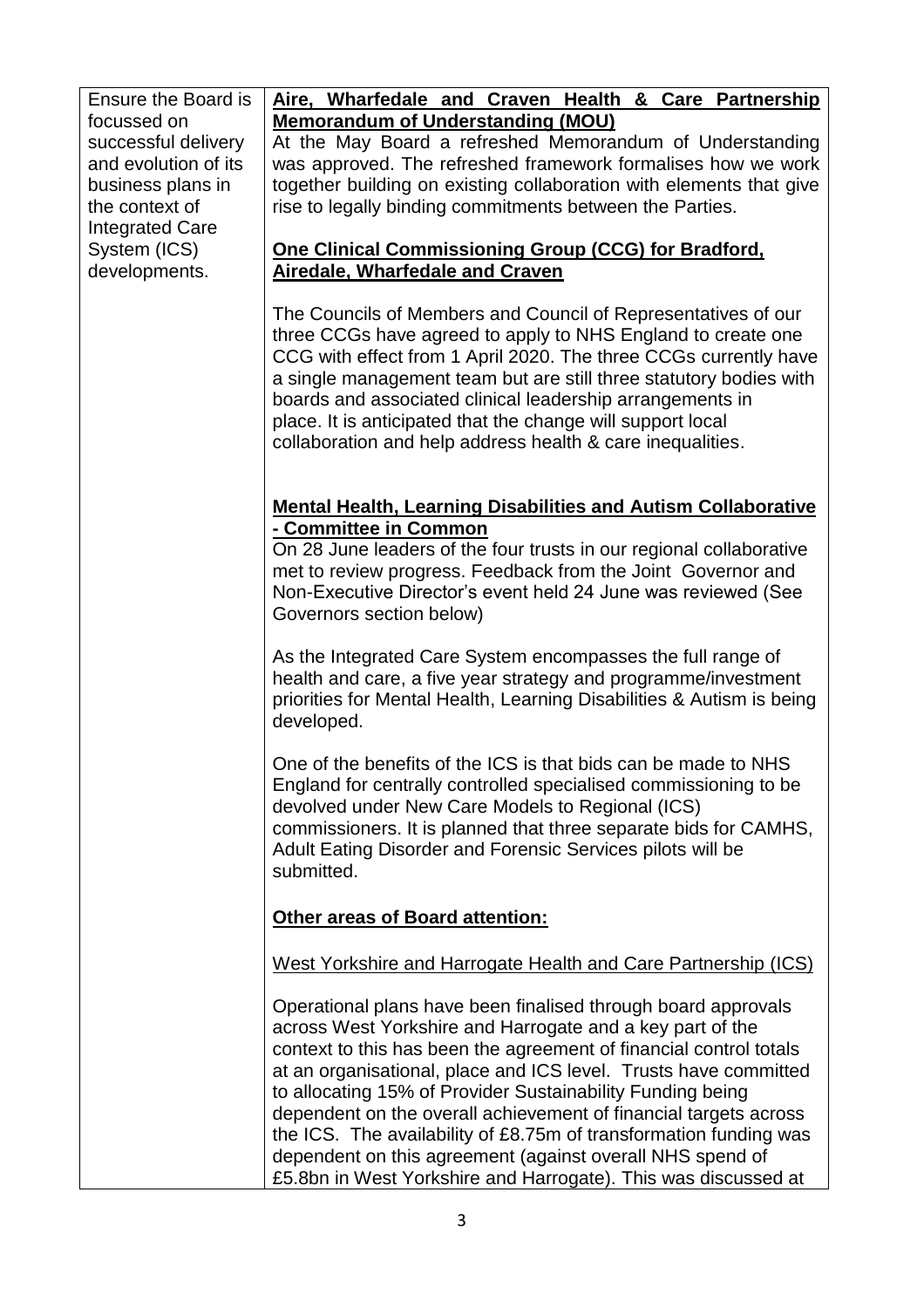| Ensure the Board is focussed on successful delivery and evolution of its business plans in the context of Integrated Care System (ICS) developments. | **<u>Aire, Wharfedale and Craven Health & Care Partnership Memorandum of Understanding (MOU)</u>**<br>At the May Board a refreshed Memorandum of Understanding was approved. The refreshed framework formalises how we work together building on existing collaboration with elements that give rise to legally binding commitments between the Parties.<br><br>**<u>One Clinical Commissioning Group (CCG) for Bradford, Airedale, Wharfedale and Craven</u>**<br><br>The Councils of Members and Council of Representatives of our three CCGs have agreed to apply to NHS England to create one CCG with effect from 1 April 2020. The three CCGs currently have a single management team but are still three statutory bodies with boards and associated clinical leadership arrangements in place. It is anticipated that the change will support local collaboration and help address health & care inequalities.<br><br>**<u>Mental Health, Learning Disabilities and Autism Collaborative - Committee in Common</u>**<br>On 28 June leaders of the four trusts in our regional collaborative met to review progress. Feedback from the Joint Governor and Non-Executive Director's event held 24 June was reviewed (See Governors section below)<br><br>As the Integrated Care System encompasses the full range of health and care, a five year strategy and programme/investment priorities for Mental Health, Learning Disabilities & Autism is being developed.<br><br>One of the benefits of the ICS is that bids can be made to NHS England for centrally controlled specialised commissioning to be devolved under New Care Models to Regional (ICS) commissioners. It is planned that three separate bids for CAMHS, Adult Eating Disorder and Forensic Services pilots will be submitted.<br><br>**<u>Other areas of Board attention:</u>**<br><br><u>West Yorkshire and Harrogate Health and Care Partnership (ICS)</u><br><br>Operational plans have been finalised through board approvals across West Yorkshire and Harrogate and a key part of the context to this has been the agreement of financial control totals at an organisational, place and ICS level. Trusts have committed to allocating 15% of Provider Sustainability Funding being dependent on the overall achievement of financial targets across the ICS. The availability of £8.75m of transformation funding was dependent on this agreement (against overall NHS spend of £5.8bn in West Yorkshire and Harrogate). This was discussed at |
|---|---|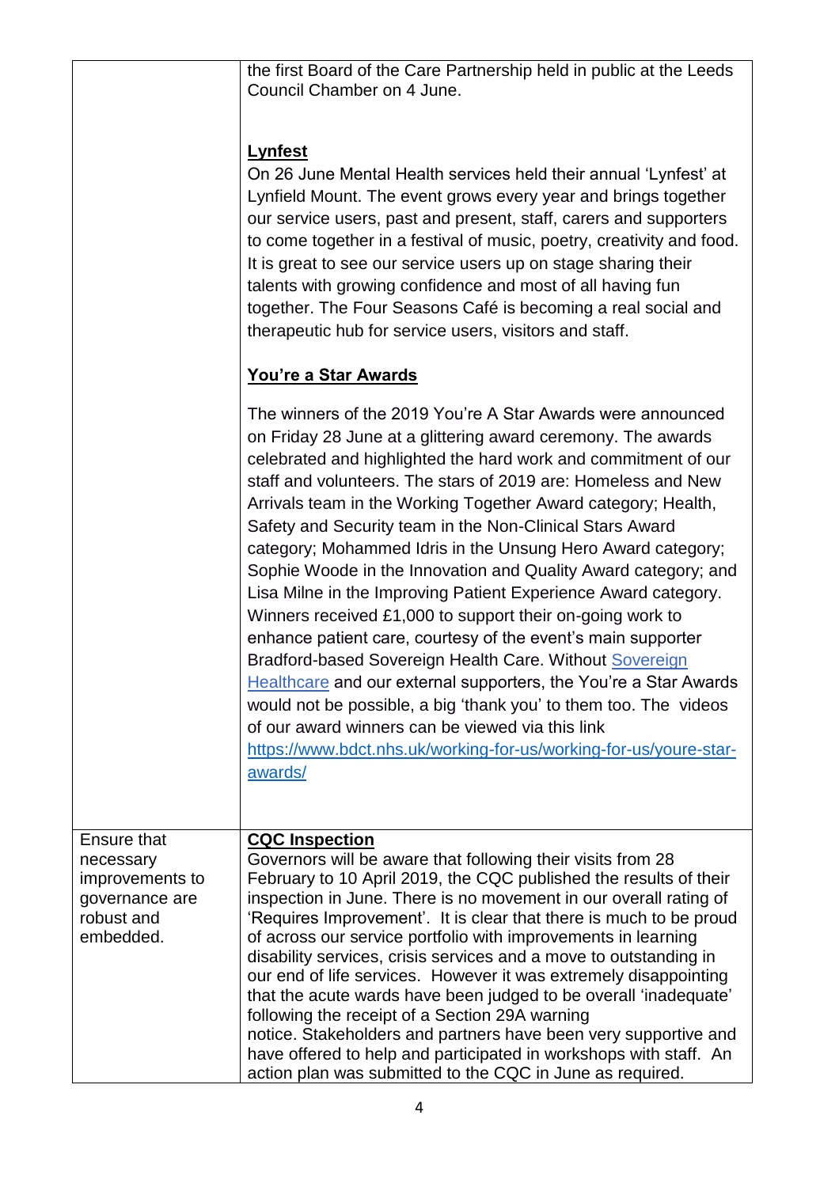| | |
|---|---|
| | the first Board of the Care Partnership held in public at the Leeds Council Chamber on 4 June.<br><br>**Lynfest**<br>On 26 June Mental Health services held their annual 'Lynfest' at Lynfield Mount. The event grows every year and brings together our service users, past and present, staff, carers and supporters to come together in a festival of music, poetry, creativity and food. It is great to see our service users up on stage sharing their talents with growing confidence and most of all having fun together. The Four Seasons Café is becoming a real social and therapeutic hub for service users, visitors and staff.<br><br>**You're a Star Awards**<br><br>The winners of the 2019 You're A Star Awards were announced on Friday 28 June at a glittering award ceremony. The awards celebrated and highlighted the hard work and commitment of our staff and volunteers. The stars of 2019 are: Homeless and New Arrivals team in the Working Together Award category; Health, Safety and Security team in the Non-Clinical Stars Award category; Mohammed Idris in the Unsung Hero Award category; Sophie Woode in the Innovation and Quality Award category; and Lisa Milne in the Improving Patient Experience Award category. Winners received £1,000 to support their on-going work to enhance patient care, courtesy of the event's main supporter Bradford-based Sovereign Health Care. Without Sovereign Healthcare and our external supporters, the You're a Star Awards would not be possible, a big 'thank you' to them too. The videos of our award winners can be viewed via this link https://www.bdct.nhs.uk/working-for-us/working-for-us/youre-star-awards/ |
| Ensure that necessary improvements to governance are robust and embedded. | **CQC Inspection**<br>Governors will be aware that following their visits from 28 February to 10 April 2019, the CQC published the results of their inspection in June. There is no movement in our overall rating of 'Requires Improvement'. It is clear that there is much to be proud of across our service portfolio with improvements in learning disability services, crisis services and a move to outstanding in our end of life services. However it was extremely disappointing that the acute wards have been judged to be overall 'inadequate' following the receipt of a Section 29A warning notice. Stakeholders and partners have been very supportive and have offered to help and participated in workshops with staff. An action plan was submitted to the CQC in June as required. |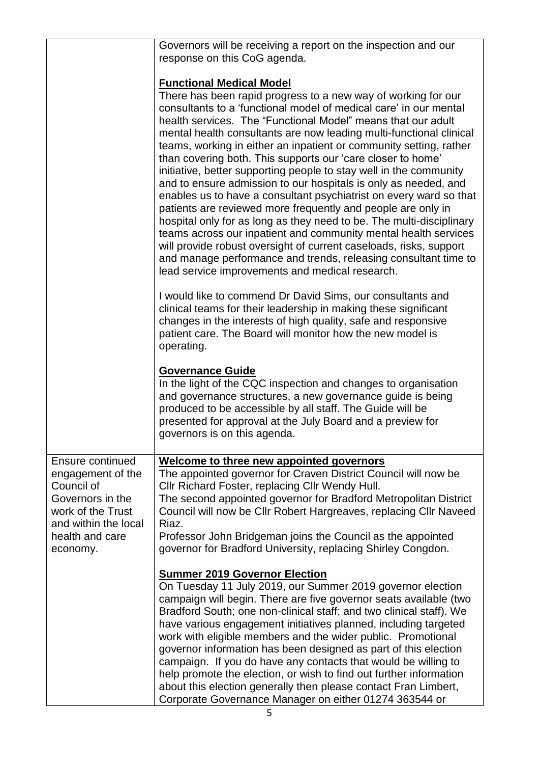| | |
|---|---|
| | Governors will be receiving a report on the inspection and our response on this CoG agenda.<br><br>**Functional Medical Model**<br>There has been rapid progress to a new way of working for our consultants to a 'functional model of medical care' in our mental health services. The "Functional Model" means that our adult mental health consultants are now leading multi-functional clinical teams, working in either an inpatient or community setting, rather than covering both. This supports our 'care closer to home' initiative, better supporting people to stay well in the community and to ensure admission to our hospitals is only as needed, and enables us to have a consultant psychiatrist on every ward so that patients are reviewed more frequently and people are only in hospital only for as long as they need to be. The multi-disciplinary teams across our inpatient and community mental health services will provide robust oversight of current caseloads, risks, support and manage performance and trends, releasing consultant time to lead service improvements and medical research.<br><br>I would like to commend Dr David Sims, our consultants and clinical teams for their leadership in making these significant changes in the interests of high quality, safe and responsive patient care. The Board will monitor how the new model is operating.<br><br>**Governance Guide**<br>In the light of the CQC inspection and changes to organisation and governance structures, a new governance guide is being produced to be accessible by all staff. The Guide will be presented for approval at the July Board and a preview for governors is on this agenda. |
| Ensure continued engagement of the Council of Governors in the work of the Trust and within the local health and care economy. | **Welcome to three new appointed governors**<br>The appointed governor for Craven District Council will now be Cllr Richard Foster, replacing Cllr Wendy Hull.<br>The second appointed governor for Bradford Metropolitan District Council will now be Cllr Robert Hargreaves, replacing Cllr Naveed Riaz.<br>Professor John Bridgeman joins the Council as the appointed governor for Bradford University, replacing Shirley Congdon.<br><br>**Summer 2019 Governor Election**<br>On Tuesday 11 July 2019, our Summer 2019 governor election campaign will begin. There are five governor seats available (two Bradford South; one non-clinical staff; and two clinical staff). We have various engagement initiatives planned, including targeted work with eligible members and the wider public. Promotional governor information has been designed as part of this election campaign. If you do have any contacts that would be willing to help promote the election, or wish to find out further information about this election generally then please contact Fran Limbert, Corporate Governance Manager on either 01274 363544 or |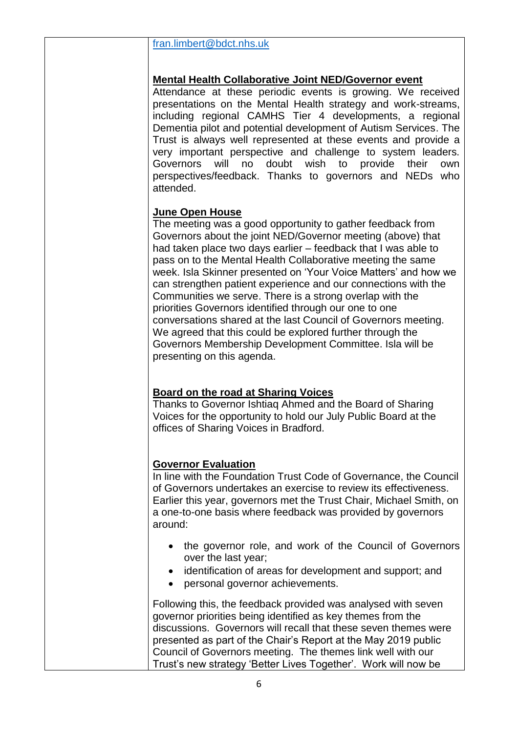fran.limbert@bdct.nhs.uk

**Mental Health Collaborative Joint NED/Governor event**

Attendance at these periodic events is growing. We received presentations on the Mental Health strategy and work-streams, including regional CAMHS Tier 4 developments, a regional Dementia pilot and potential development of Autism Services. The Trust is always well represented at these events and provide a very important perspective and challenge to system leaders. Governors will no doubt wish to provide their own perspectives/feedback. Thanks to governors and NEDs who attended.

**June Open House**

The meeting was a good opportunity to gather feedback from Governors about the joint NED/Governor meeting (above) that had taken place two days earlier – feedback that I was able to pass on to the Mental Health Collaborative meeting the same week. Isla Skinner presented on 'Your Voice Matters' and how we can strengthen patient experience and our connections with the Communities we serve. There is a strong overlap with the priorities Governors identified through our one to one conversations shared at the last Council of Governors meeting. We agreed that this could be explored further through the Governors Membership Development Committee. Isla will be presenting on this agenda.

**Board on the road at Sharing Voices**

Thanks to Governor Ishtiaq Ahmed and the Board of Sharing Voices for the opportunity to hold our July Public Board at the offices of Sharing Voices in Bradford.

**Governor Evaluation**

In line with the Foundation Trust Code of Governance, the Council of Governors undertakes an exercise to review its effectiveness. Earlier this year, governors met the Trust Chair, Michael Smith, on a one-to-one basis where feedback was provided by governors around:

- the governor role, and work of the Council of Governors over the last year;
- identification of areas for development and support; and
- personal governor achievements.

Following this, the feedback provided was analysed with seven governor priorities being identified as key themes from the discussions. Governors will recall that these seven themes were presented as part of the Chair's Report at the May 2019 public Council of Governors meeting. The themes link well with our Trust's new strategy 'Better Lives Together'. Work will now be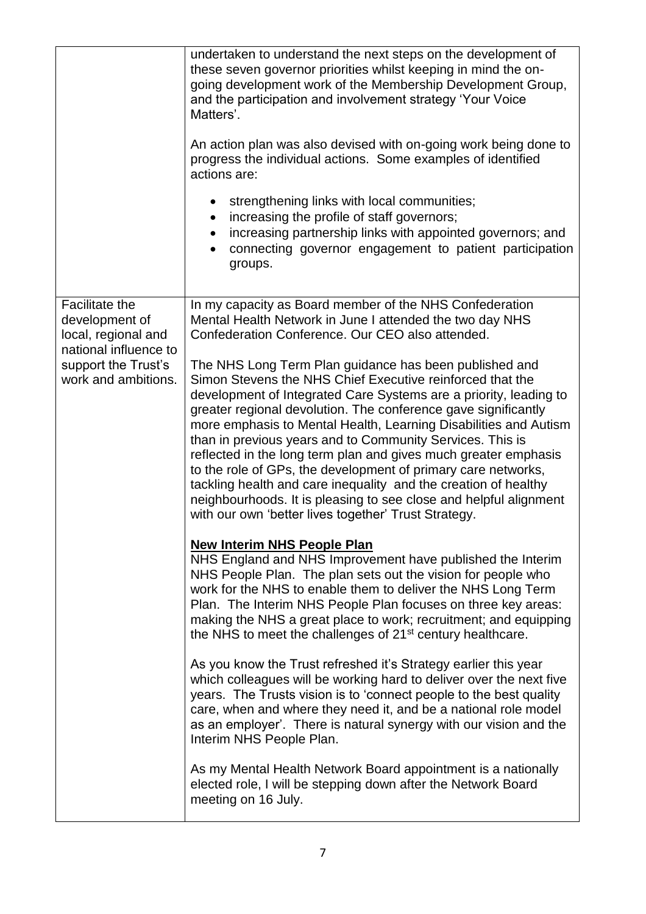| | |
|---|---|
| | undertaken to understand the next steps on the development of these seven governor priorities whilst keeping in mind the on-going development work of the Membership Development Group, and the participation and involvement strategy 'Your Voice Matters'.<br><br>An action plan was also devised with on-going work being done to progress the individual actions. Some examples of identified actions are:<br><br>• strengthening links with local communities;<br>• increasing the profile of staff governors;<br>• increasing partnership links with appointed governors; and<br>• connecting governor engagement to patient participation groups. |
| Facilitate the development of local, regional and national influence to support the Trust's work and ambitions. | In my capacity as Board member of the NHS Confederation Mental Health Network in June I attended the two day NHS Confederation Conference. Our CEO also attended.<br><br>The NHS Long Term Plan guidance has been published and Simon Stevens the NHS Chief Executive reinforced that the development of Integrated Care Systems are a priority, leading to greater regional devolution. The conference gave significantly more emphasis to Mental Health, Learning Disabilities and Autism than in previous years and to Community Services. This is reflected in the long term plan and gives much greater emphasis to the role of GPs, the development of primary care networks, tackling health and care inequality and the creation of healthy neighbourhoods. It is pleasing to see close and helpful alignment with our own 'better lives together' Trust Strategy.<br><br>**<u>New Interim NHS People Plan</u>**<br>NHS England and NHS Improvement have published the Interim NHS People Plan. The plan sets out the vision for people who work for the NHS to enable them to deliver the NHS Long Term Plan. The Interim NHS People Plan focuses on three key areas: making the NHS a great place to work; recruitment; and equipping the NHS to meet the challenges of 21st century healthcare.<br><br>As you know the Trust refreshed it's Strategy earlier this year which colleagues will be working hard to deliver over the next five years. The Trusts vision is to 'connect people to the best quality care, when and where they need it, and be a national role model as an employer'. There is natural synergy with our vision and the Interim NHS People Plan.<br><br>As my Mental Health Network Board appointment is a nationally elected role, I will be stepping down after the Network Board meeting on 16 July. |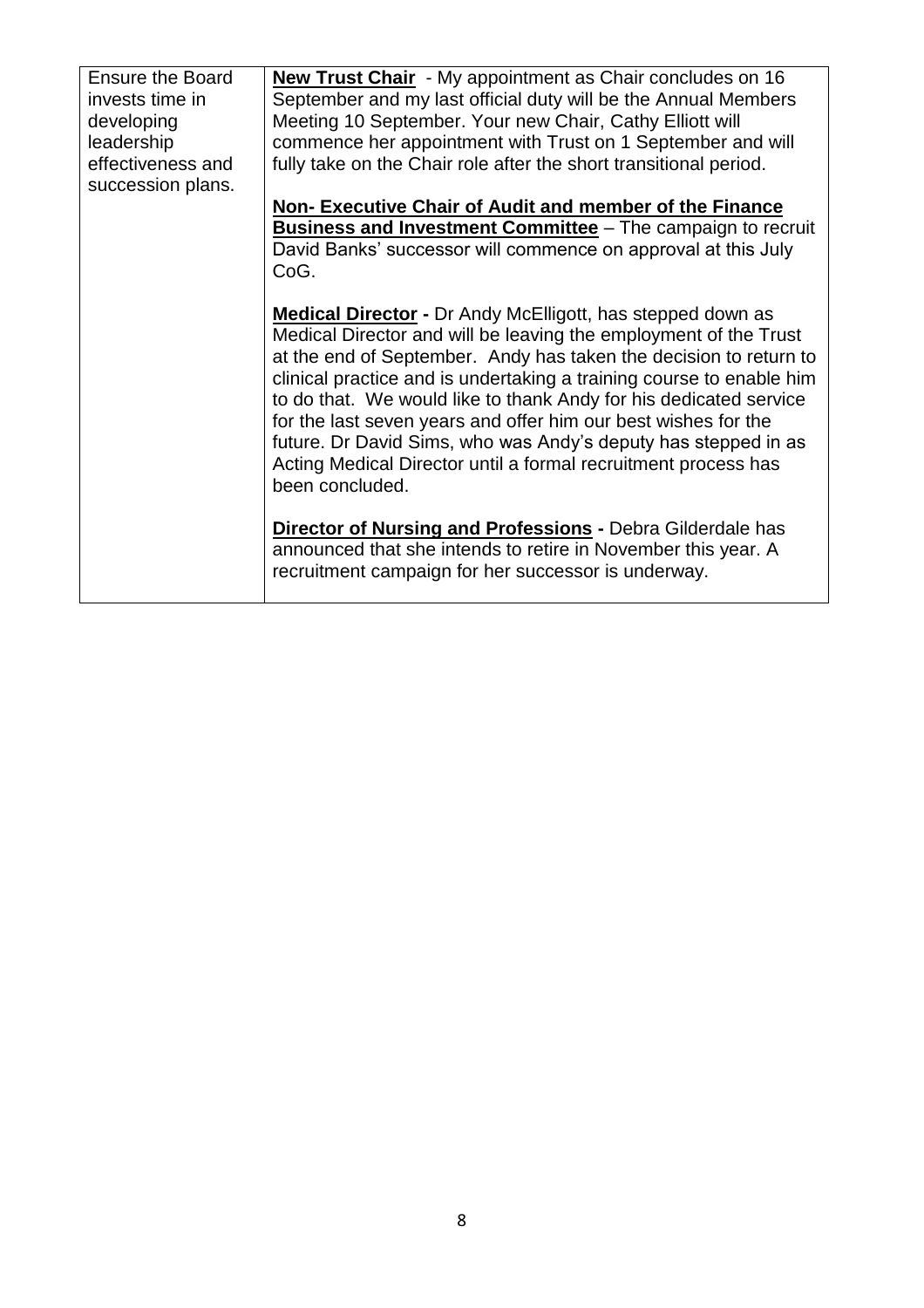| | |
|---|---|
| Ensure the Board invests time in developing leadership effectiveness and succession plans. | **New Trust Chair** - My appointment as Chair concludes on 16 September and my last official duty will be the Annual Members Meeting 10 September. Your new Chair, Cathy Elliott will commence her appointment with Trust on 1 September and will fully take on the Chair role after the short transitional period.<br><br>**Non- Executive Chair of Audit and member of the Finance Business and Investment Committee** – The campaign to recruit David Banks' successor will commence on approval at this July CoG.<br><br>**Medical Director -** Dr Andy McElligott, has stepped down as Medical Director and will be leaving the employment of the Trust at the end of September. Andy has taken the decision to return to clinical practice and is undertaking a training course to enable him to do that. We would like to thank Andy for his dedicated service for the last seven years and offer him our best wishes for the future. Dr David Sims, who was Andy's deputy has stepped in as Acting Medical Director until a formal recruitment process has been concluded.<br><br>**Director of Nursing and Professions -** Debra Gilderdale has announced that she intends to retire in November this year. A recruitment campaign for her successor is underway. |